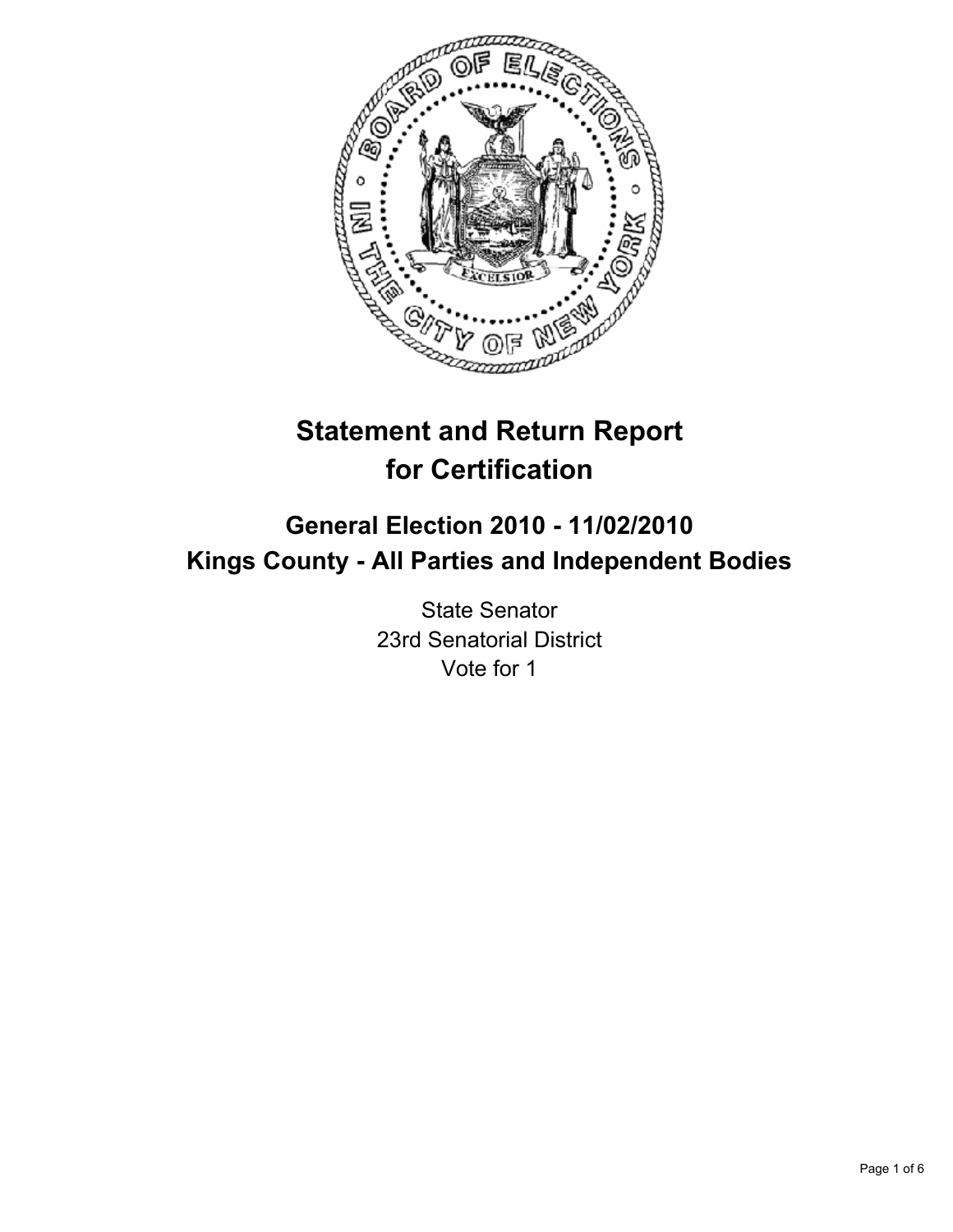# Statement and Return Report for Certification

## General Election 2010 - 11/02/2010
## Kings County - All Parties and Independent Bodies

State Senator
23rd Senatorial District
Vote for 1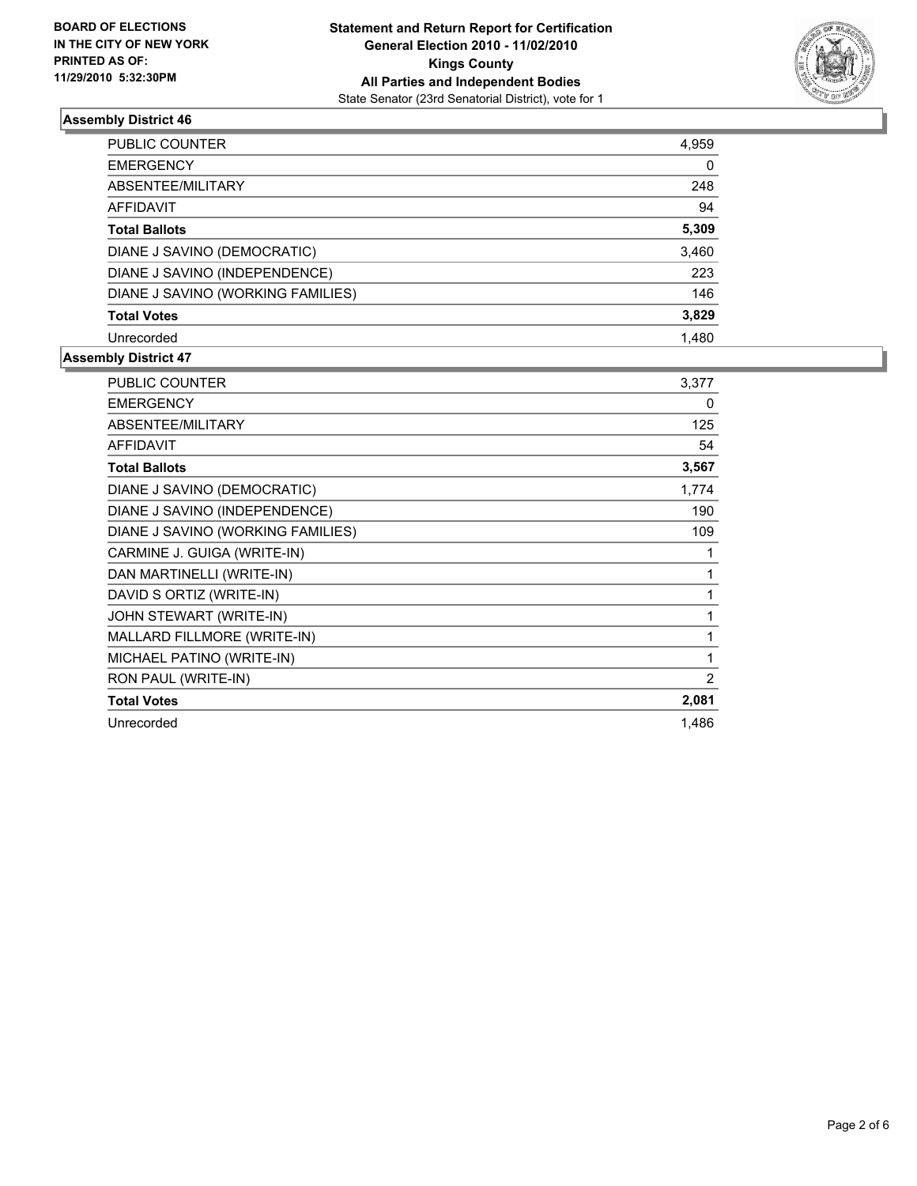**BOARD OF ELECTIONS IN THE CITY OF NEW YORK PRINTED AS OF: 11/29/2010 5:32:30PM**

**Statement and Return Report for Certification General Election 2010 - 11/02/2010 Kings County All Parties and Independent Bodies**
State Senator (23rd Senatorial District), vote for 1

### Assembly District 46

| | |
|---|---|
| PUBLIC COUNTER | 4,959 |
| EMERGENCY | 0 |
| ABSENTEE/MILITARY | 248 |
| AFFIDAVIT | 94 |
| **Total Ballots** | **5,309** |
| DIANE J SAVINO (DEMOCRATIC) | 3,460 |
| DIANE J SAVINO (INDEPENDENCE) | 223 |
| DIANE J SAVINO (WORKING FAMILIES) | 146 |
| **Total Votes** | **3,829** |
| Unrecorded | 1,480 |

### Assembly District 47

| | |
|---|---|
| PUBLIC COUNTER | 3,377 |
| EMERGENCY | 0 |
| ABSENTEE/MILITARY | 125 |
| AFFIDAVIT | 54 |
| **Total Ballots** | **3,567** |
| DIANE J SAVINO (DEMOCRATIC) | 1,774 |
| DIANE J SAVINO (INDEPENDENCE) | 190 |
| DIANE J SAVINO (WORKING FAMILIES) | 109 |
| CARMINE J. GUIGA (WRITE-IN) | 1 |
| DAN MARTINELLI (WRITE-IN) | 1 |
| DAVID S ORTIZ (WRITE-IN) | 1 |
| JOHN STEWART (WRITE-IN) | 1 |
| MALLARD FILLMORE (WRITE-IN) | 1 |
| MICHAEL PATINO (WRITE-IN) | 1 |
| RON PAUL (WRITE-IN) | 2 |
| **Total Votes** | **2,081** |
| Unrecorded | 1,486 |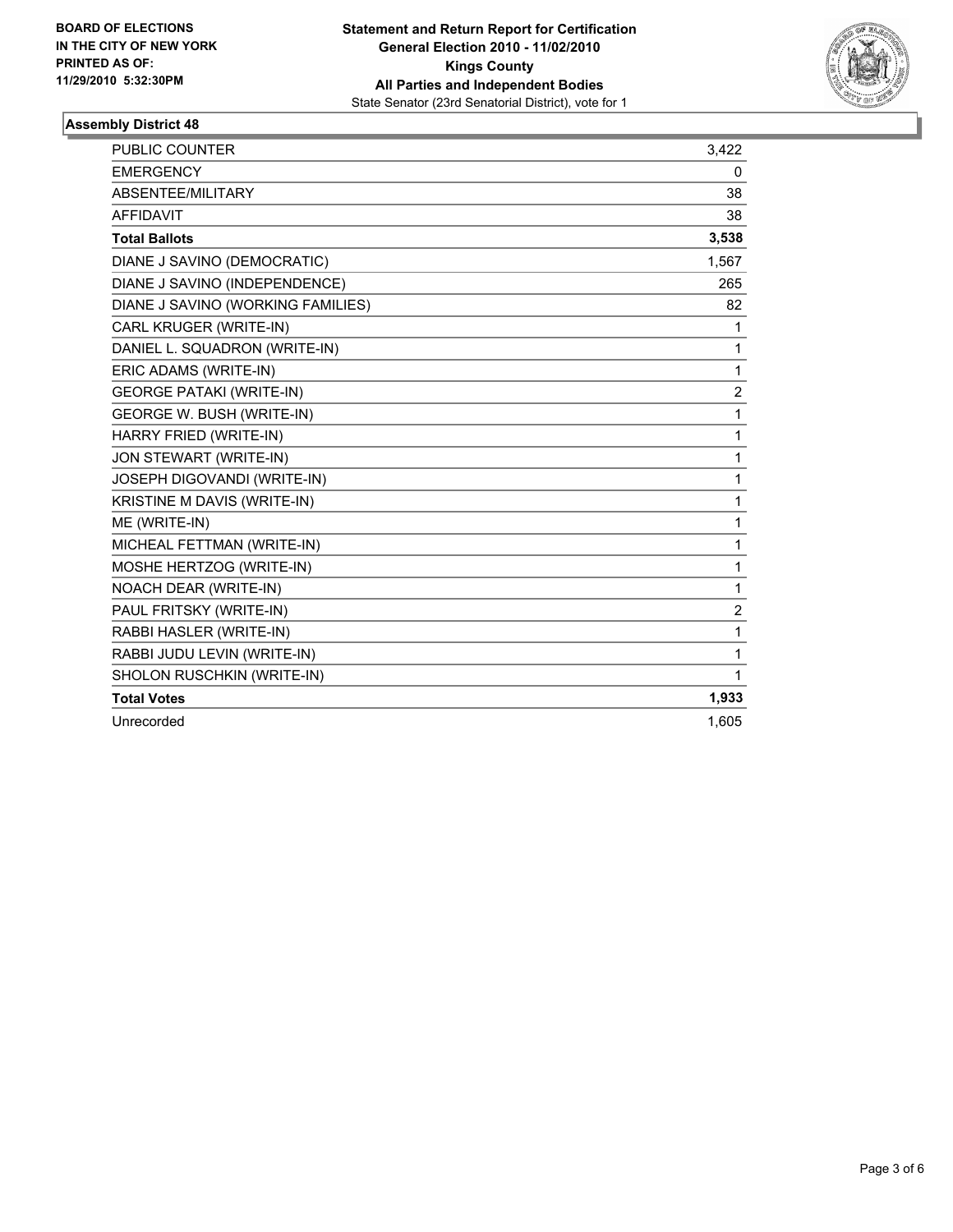BOARD OF ELECTIONS
IN THE CITY OF NEW YORK
PRINTED AS OF:
11/29/2010 5:32:30PM

**Statement and Return Report for Certification**
**General Election 2010 - 11/02/2010**
**Kings County**
**All Parties and Independent Bodies**
State Senator (23rd Senatorial District), vote for 1

### Assembly District 48

| | |
|---|---|
| PUBLIC COUNTER | 3,422 |
| EMERGENCY | 0 |
| ABSENTEE/MILITARY | 38 |
| AFFIDAVIT | 38 |
| **Total Ballots** | **3,538** |
| DIANE J SAVINO (DEMOCRATIC) | 1,567 |
| DIANE J SAVINO (INDEPENDENCE) | 265 |
| DIANE J SAVINO (WORKING FAMILIES) | 82 |
| CARL KRUGER (WRITE-IN) | 1 |
| DANIEL L. SQUADRON (WRITE-IN) | 1 |
| ERIC ADAMS (WRITE-IN) | 1 |
| GEORGE PATAKI (WRITE-IN) | 2 |
| GEORGE W. BUSH (WRITE-IN) | 1 |
| HARRY FRIED (WRITE-IN) | 1 |
| JON STEWART (WRITE-IN) | 1 |
| JOSEPH DIGOVANDI (WRITE-IN) | 1 |
| KRISTINE M DAVIS (WRITE-IN) | 1 |
| ME (WRITE-IN) | 1 |
| MICHEAL FETTMAN (WRITE-IN) | 1 |
| MOSHE HERTZOG (WRITE-IN) | 1 |
| NOACH DEAR (WRITE-IN) | 1 |
| PAUL FRITSKY (WRITE-IN) | 2 |
| RABBI HASLER (WRITE-IN) | 1 |
| RABBI JUDU LEVIN (WRITE-IN) | 1 |
| SHOLON RUSCHKIN (WRITE-IN) | 1 |
| **Total Votes** | **1,933** |
| Unrecorded | 1,605 |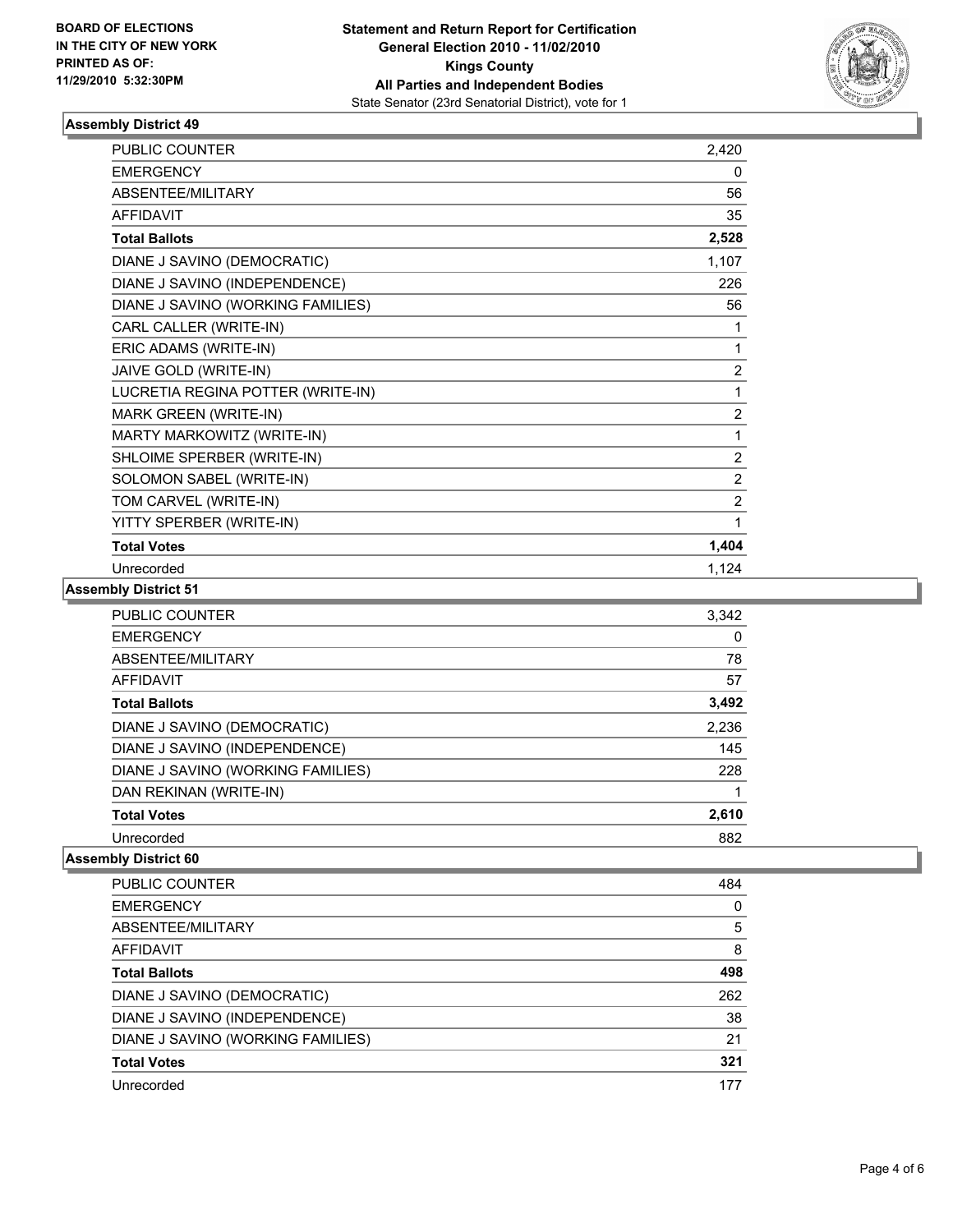**BOARD OF ELECTIONS IN THE CITY OF NEW YORK PRINTED AS OF: 11/29/2010 5:32:30PM**

**Statement and Return Report for Certification**
**General Election 2010 - 11/02/2010**
**Kings County**
**All Parties and Independent Bodies**
State Senator (23rd Senatorial District), vote for 1

### Assembly District 49

| | |
|---|---|
| PUBLIC COUNTER | 2,420 |
| EMERGENCY | 0 |
| ABSENTEE/MILITARY | 56 |
| AFFIDAVIT | 35 |
| **Total Ballots** | **2,528** |
| DIANE J SAVINO (DEMOCRATIC) | 1,107 |
| DIANE J SAVINO (INDEPENDENCE) | 226 |
| DIANE J SAVINO (WORKING FAMILIES) | 56 |
| CARL CALLER (WRITE-IN) | 1 |
| ERIC ADAMS (WRITE-IN) | 1 |
| JAIVE GOLD (WRITE-IN) | 2 |
| LUCRETIA REGINA POTTER (WRITE-IN) | 1 |
| MARK GREEN (WRITE-IN) | 2 |
| MARTY MARKOWITZ (WRITE-IN) | 1 |
| SHLOIME SPERBER (WRITE-IN) | 2 |
| SOLOMON SABEL (WRITE-IN) | 2 |
| TOM CARVEL (WRITE-IN) | 2 |
| YITTY SPERBER (WRITE-IN) | 1 |
| **Total Votes** | **1,404** |
| Unrecorded | 1,124 |

### Assembly District 51

| | |
|---|---|
| PUBLIC COUNTER | 3,342 |
| EMERGENCY | 0 |
| ABSENTEE/MILITARY | 78 |
| AFFIDAVIT | 57 |
| **Total Ballots** | **3,492** |
| DIANE J SAVINO (DEMOCRATIC) | 2,236 |
| DIANE J SAVINO (INDEPENDENCE) | 145 |
| DIANE J SAVINO (WORKING FAMILIES) | 228 |
| DAN REKINAN (WRITE-IN) | 1 |
| **Total Votes** | **2,610** |
| Unrecorded | 882 |

### Assembly District 60

| | |
|---|---|
| PUBLIC COUNTER | 484 |
| EMERGENCY | 0 |
| ABSENTEE/MILITARY | 5 |
| AFFIDAVIT | 8 |
| **Total Ballots** | **498** |
| DIANE J SAVINO (DEMOCRATIC) | 262 |
| DIANE J SAVINO (INDEPENDENCE) | 38 |
| DIANE J SAVINO (WORKING FAMILIES) | 21 |
| **Total Votes** | **321** |
| Unrecorded | 177 |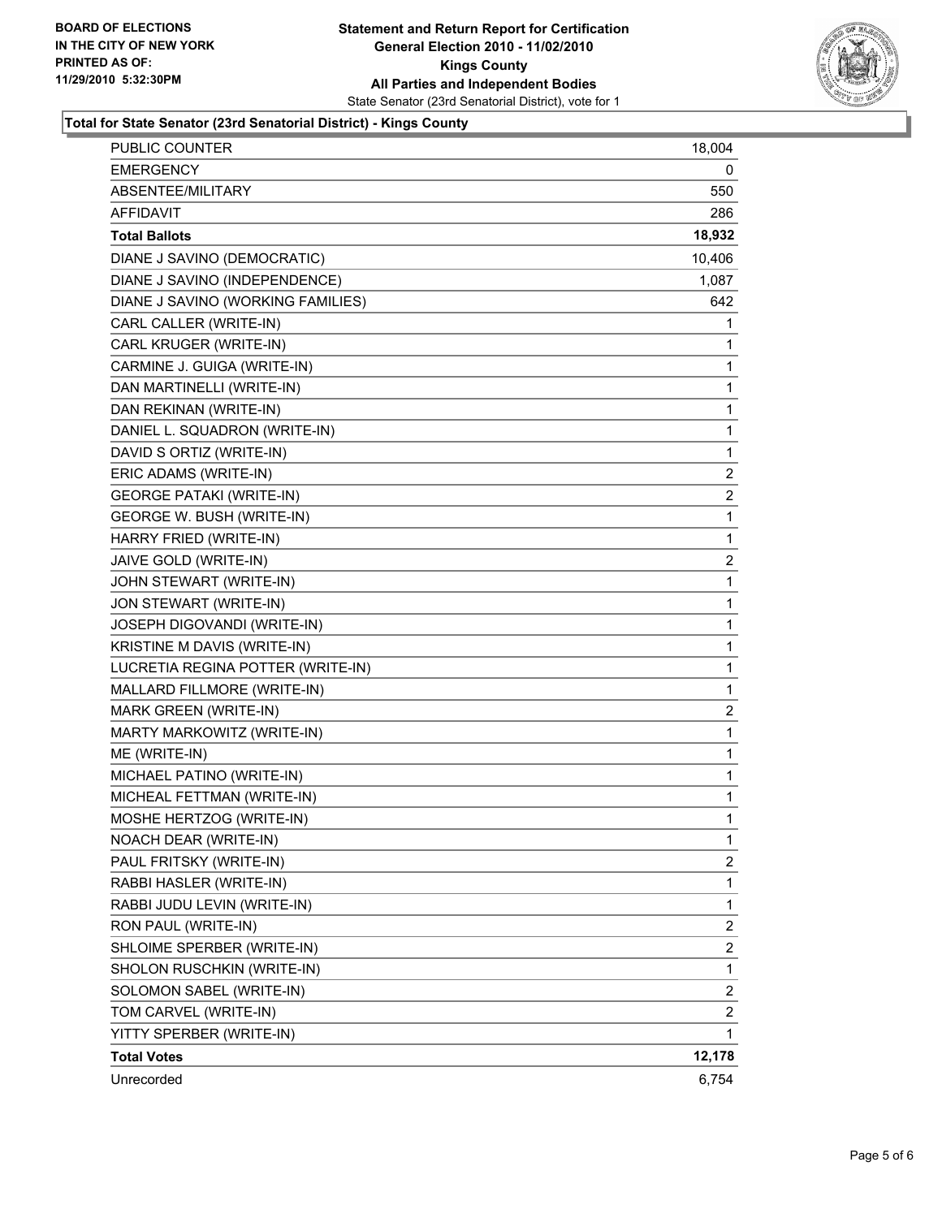**BOARD OF ELECTIONS**
**IN THE CITY OF NEW YORK**
**PRINTED AS OF:**
**11/29/2010 5:32:30PM**

**Statement and Return Report for Certification**
**General Election 2010 - 11/02/2010**
**Kings County**
**All Parties and Independent Bodies**
State Senator (23rd Senatorial District), vote for 1

## Total for State Senator (23rd Senatorial District) - Kings County

| | |
|---|---|
| PUBLIC COUNTER | 18,004 |
| EMERGENCY | 0 |
| ABSENTEE/MILITARY | 550 |
| AFFIDAVIT | 286 |
| **Total Ballots** | **18,932** |
| DIANE J SAVINO (DEMOCRATIC) | 10,406 |
| DIANE J SAVINO (INDEPENDENCE) | 1,087 |
| DIANE J SAVINO (WORKING FAMILIES) | 642 |
| CARL CALLER (WRITE-IN) | 1 |
| CARL KRUGER (WRITE-IN) | 1 |
| CARMINE J. GUIGA (WRITE-IN) | 1 |
| DAN MARTINELLI (WRITE-IN) | 1 |
| DAN REKINAN (WRITE-IN) | 1 |
| DANIEL L. SQUADRON (WRITE-IN) | 1 |
| DAVID S ORTIZ (WRITE-IN) | 1 |
| ERIC ADAMS (WRITE-IN) | 2 |
| GEORGE PATAKI (WRITE-IN) | 2 |
| GEORGE W. BUSH (WRITE-IN) | 1 |
| HARRY FRIED (WRITE-IN) | 1 |
| JAIVE GOLD (WRITE-IN) | 2 |
| JOHN STEWART (WRITE-IN) | 1 |
| JON STEWART (WRITE-IN) | 1 |
| JOSEPH DIGOVANDI (WRITE-IN) | 1 |
| KRISTINE M DAVIS (WRITE-IN) | 1 |
| LUCRETIA REGINA POTTER (WRITE-IN) | 1 |
| MALLARD FILLMORE (WRITE-IN) | 1 |
| MARK GREEN (WRITE-IN) | 2 |
| MARTY MARKOWITZ (WRITE-IN) | 1 |
| ME (WRITE-IN) | 1 |
| MICHAEL PATINO (WRITE-IN) | 1 |
| MICHEAL FETTMAN (WRITE-IN) | 1 |
| MOSHE HERTZOG (WRITE-IN) | 1 |
| NOACH DEAR (WRITE-IN) | 1 |
| PAUL FRITSKY (WRITE-IN) | 2 |
| RABBI HASLER (WRITE-IN) | 1 |
| RABBI JUDU LEVIN (WRITE-IN) | 1 |
| RON PAUL (WRITE-IN) | 2 |
| SHLOIME SPERBER (WRITE-IN) | 2 |
| SHOLON RUSCHKIN (WRITE-IN) | 1 |
| SOLOMON SABEL (WRITE-IN) | 2 |
| TOM CARVEL (WRITE-IN) | 2 |
| YITTY SPERBER (WRITE-IN) | 1 |
| **Total Votes** | **12,178** |
| Unrecorded | 6,754 |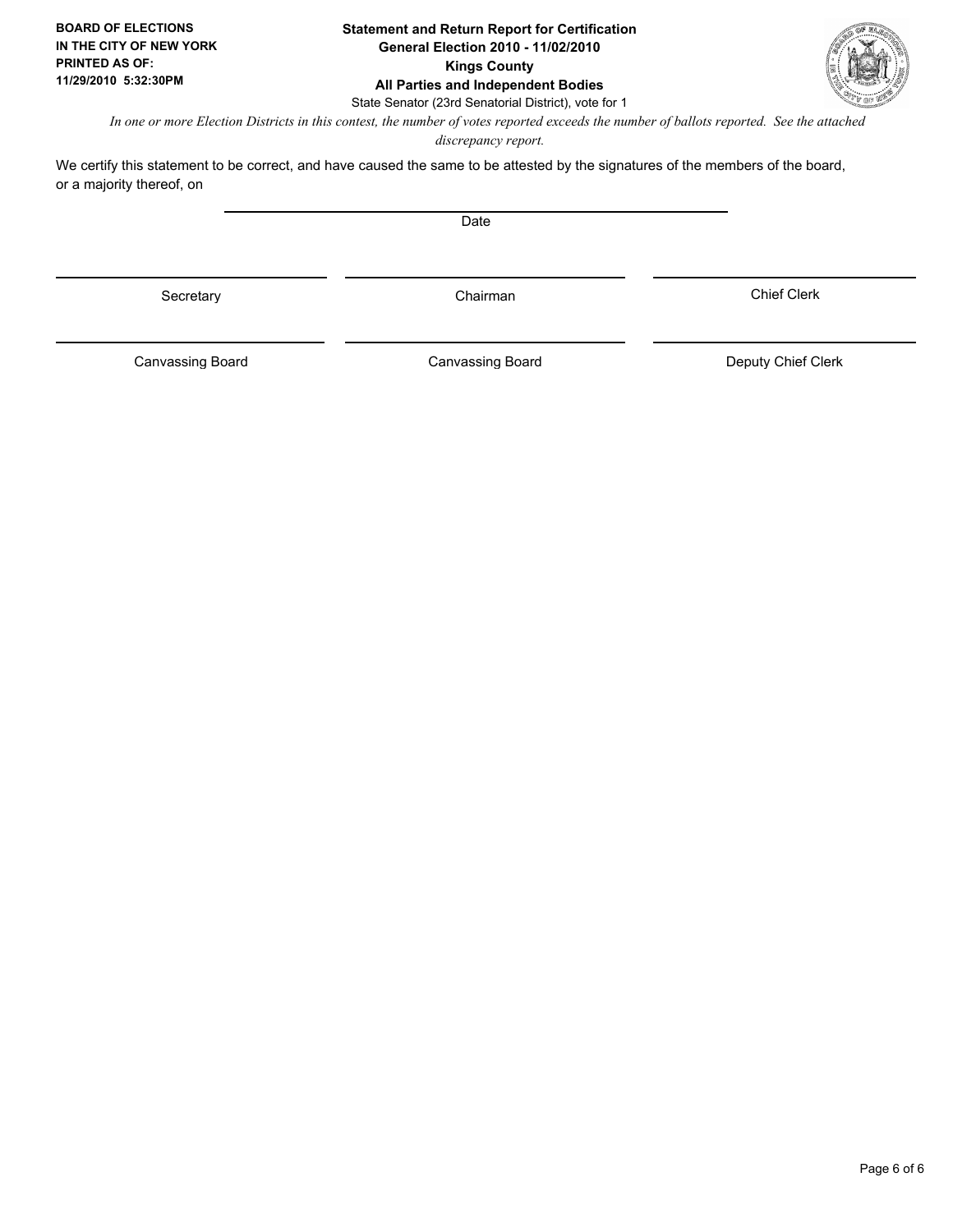**BOARD OF ELECTIONS**
**IN THE CITY OF NEW YORK**
**PRINTED AS OF:**
**11/29/2010 5:32:30PM**

**Statement and Return Report for Certification**
**General Election 2010 - 11/02/2010**
**Kings County**
**All Parties and Independent Bodies**
State Senator (23rd Senatorial District), vote for 1

*In one or more Election Districts in this contest, the number of votes reported exceeds the number of ballots reported. See the attached discrepancy report.*

We certify this statement to be correct, and have caused the same to be attested by the signatures of the members of the board, or a majority thereof, on

Date

| | | |
|---|---|---|
| Secretary | Chairman | Chief Clerk |
| Canvassing Board | Canvassing Board | Deputy Chief Clerk |